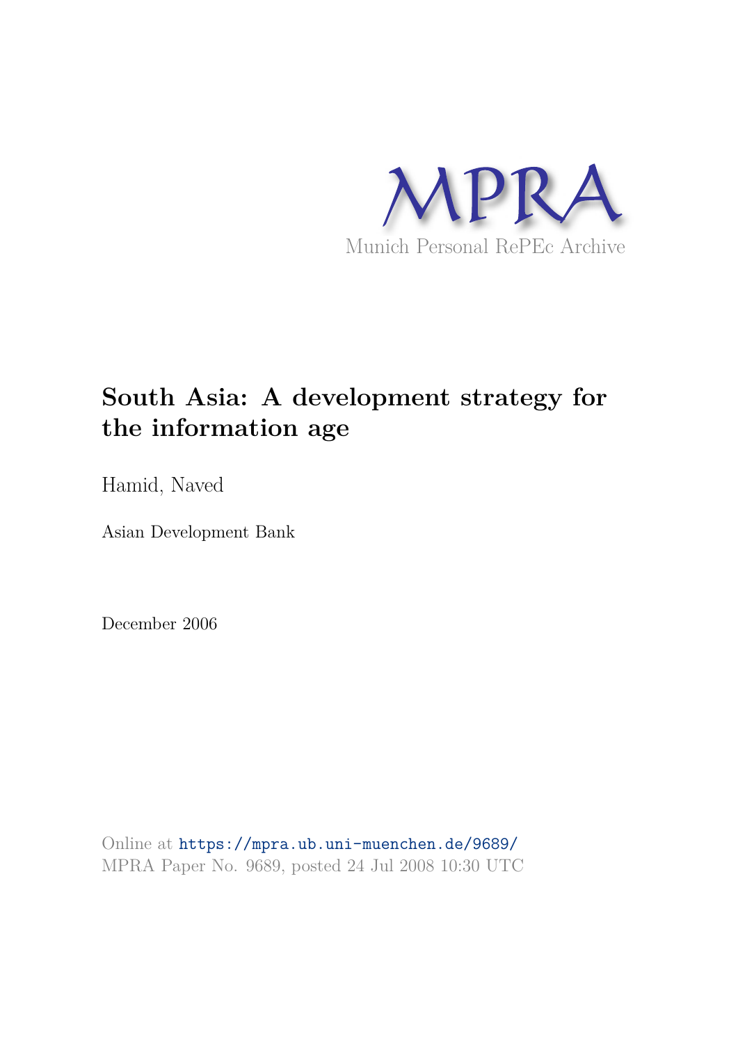MPRA

Munich Personal RePEc Archive

# South Asia: A development strategy for the information age

Hamid, Naved

Asian Development Bank

December 2006

Online at https://mpra.ub.uni-muenchen.de/9689/
MPRA Paper No. 9689, posted 24 Jul 2008 10:30 UTC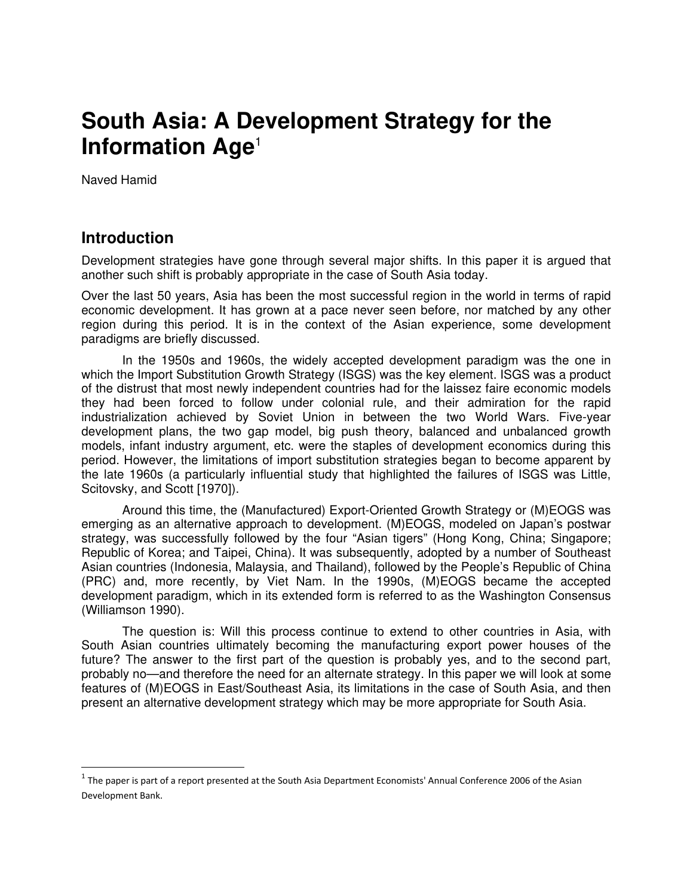# South Asia: A Development Strategy for the Information Age[1]

Naved Hamid

## Introduction

Development strategies have gone through several major shifts. In this paper it is argued that another such shift is probably appropriate in the case of South Asia today.

Over the last 50 years, Asia has been the most successful region in the world in terms of rapid economic development. It has grown at a pace never seen before, nor matched by any other region during this period. It is in the context of the Asian experience, some development paradigms are briefly discussed.

In the 1950s and 1960s, the widely accepted development paradigm was the one in which the Import Substitution Growth Strategy (ISGS) was the key element. ISGS was a product of the distrust that most newly independent countries had for the laissez faire economic models they had been forced to follow under colonial rule, and their admiration for the rapid industrialization achieved by Soviet Union in between the two World Wars. Five-year development plans, the two gap model, big push theory, balanced and unbalanced growth models, infant industry argument, etc. were the staples of development economics during this period. However, the limitations of import substitution strategies began to become apparent by the late 1960s (a particularly influential study that highlighted the failures of ISGS was Little, Scitovsky, and Scott [1970]).

Around this time, the (Manufactured) Export-Oriented Growth Strategy or (M)EOGS was emerging as an alternative approach to development. (M)EOGS, modeled on Japan's postwar strategy, was successfully followed by the four "Asian tigers" (Hong Kong, China; Singapore; Republic of Korea; and Taipei, China). It was subsequently, adopted by a number of Southeast Asian countries (Indonesia, Malaysia, and Thailand), followed by the People's Republic of China (PRC) and, more recently, by Viet Nam. In the 1990s, (M)EOGS became the accepted development paradigm, which in its extended form is referred to as the Washington Consensus (Williamson 1990).

The question is: Will this process continue to extend to other countries in Asia, with South Asian countries ultimately becoming the manufacturing export power houses of the future? The answer to the first part of the question is probably yes, and to the second part, probably no—and therefore the need for an alternate strategy. In this paper we will look at some features of (M)EOGS in East/Southeast Asia, its limitations in the case of South Asia, and then present an alternative development strategy which may be more appropriate for South Asia.

---

[1] The paper is part of a report presented at the South Asia Department Economists' Annual Conference 2006 of the Asian Development Bank.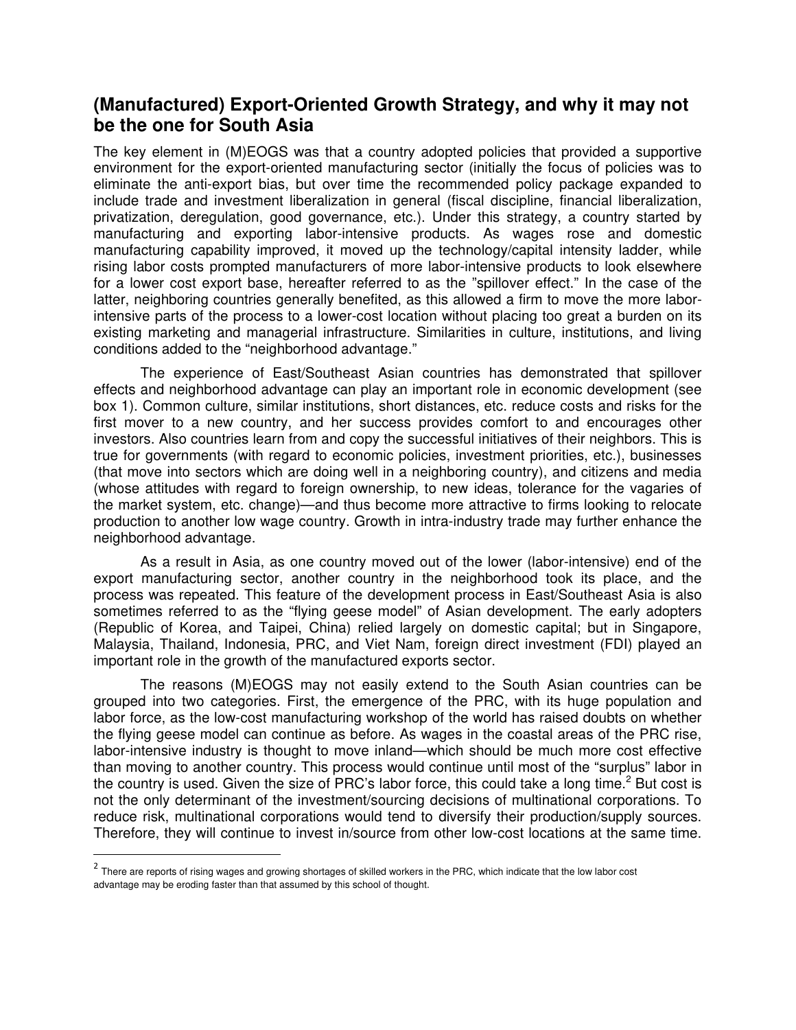## (Manufactured) Export-Oriented Growth Strategy, and why it may not be the one for South Asia

The key element in (M)EOGS was that a country adopted policies that provided a supportive environment for the export-oriented manufacturing sector (initially the focus of policies was to eliminate the anti-export bias, but over time the recommended policy package expanded to include trade and investment liberalization in general (fiscal discipline, financial liberalization, privatization, deregulation, good governance, etc.). Under this strategy, a country started by manufacturing and exporting labor-intensive products. As wages rose and domestic manufacturing capability improved, it moved up the technology/capital intensity ladder, while rising labor costs prompted manufacturers of more labor-intensive products to look elsewhere for a lower cost export base, hereafter referred to as the "spillover effect." In the case of the latter, neighboring countries generally benefited, as this allowed a firm to move the more labor-intensive parts of the process to a lower-cost location without placing too great a burden on its existing marketing and managerial infrastructure. Similarities in culture, institutions, and living conditions added to the "neighborhood advantage."

The experience of East/Southeast Asian countries has demonstrated that spillover effects and neighborhood advantage can play an important role in economic development (see box 1). Common culture, similar institutions, short distances, etc. reduce costs and risks for the first mover to a new country, and her success provides comfort to and encourages other investors. Also countries learn from and copy the successful initiatives of their neighbors. This is true for governments (with regard to economic policies, investment priorities, etc.), businesses (that move into sectors which are doing well in a neighboring country), and citizens and media (whose attitudes with regard to foreign ownership, to new ideas, tolerance for the vagaries of the market system, etc. change)—and thus become more attractive to firms looking to relocate production to another low wage country. Growth in intra-industry trade may further enhance the neighborhood advantage.

As a result in Asia, as one country moved out of the lower (labor-intensive) end of the export manufacturing sector, another country in the neighborhood took its place, and the process was repeated. This feature of the development process in East/Southeast Asia is also sometimes referred to as the "flying geese model" of Asian development. The early adopters (Republic of Korea, and Taipei, China) relied largely on domestic capital; but in Singapore, Malaysia, Thailand, Indonesia, PRC, and Viet Nam, foreign direct investment (FDI) played an important role in the growth of the manufactured exports sector.

The reasons (M)EOGS may not easily extend to the South Asian countries can be grouped into two categories. First, the emergence of the PRC, with its huge population and labor force, as the low-cost manufacturing workshop of the world has raised doubts on whether the flying geese model can continue as before. As wages in the coastal areas of the PRC rise, labor-intensive industry is thought to move inland—which should be much more cost effective than moving to another country. This process would continue until most of the "surplus" labor in the country is used. Given the size of PRC's labor force, this could take a long time.[2] But cost is not the only determinant of the investment/sourcing decisions of multinational corporations. To reduce risk, multinational corporations would tend to diversify their production/supply sources. Therefore, they will continue to invest in/source from other low-cost locations at the same time.

[2] There are reports of rising wages and growing shortages of skilled workers in the PRC, which indicate that the low labor cost advantage may be eroding faster than that assumed by this school of thought.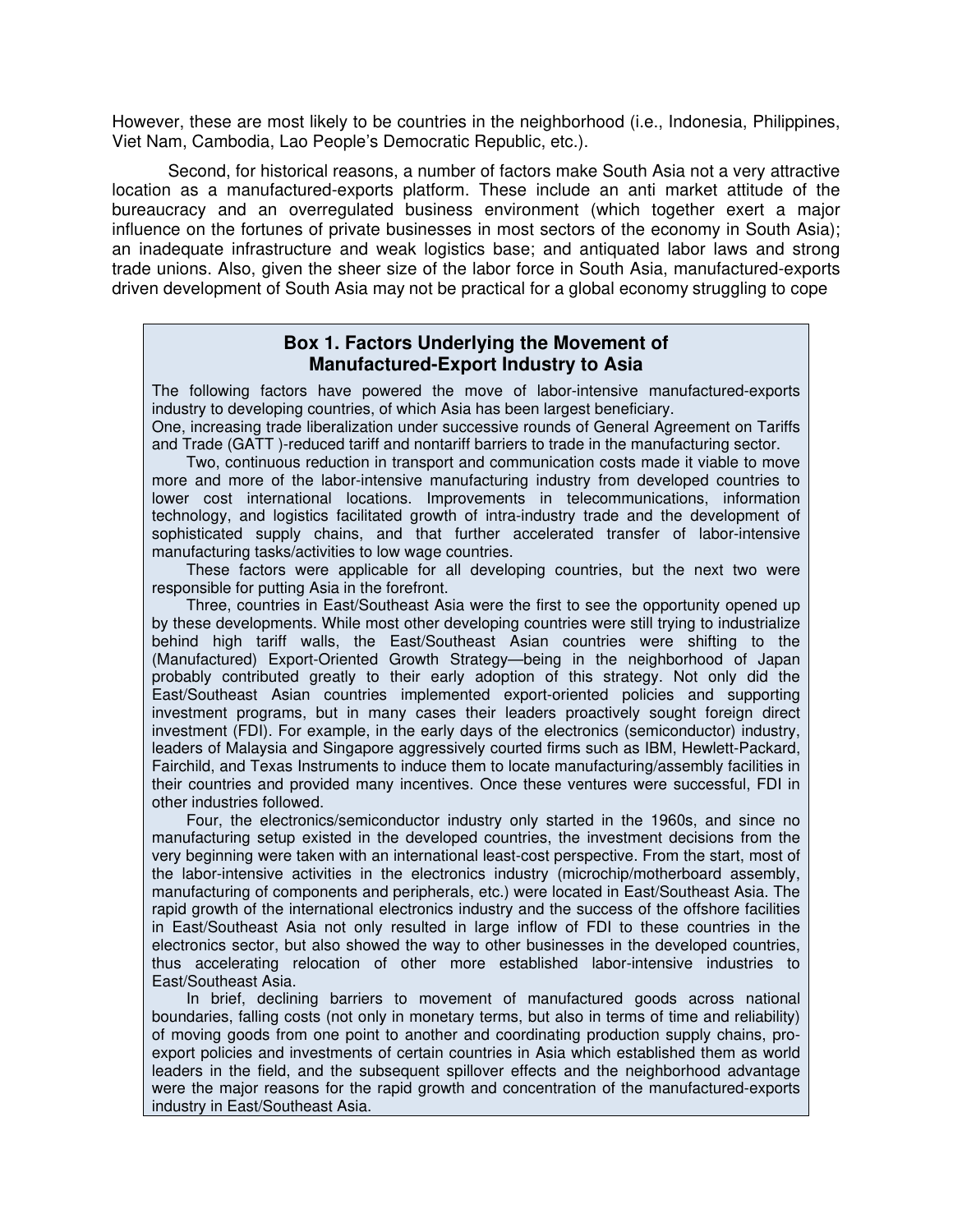However, these are most likely to be countries in the neighborhood (i.e., Indonesia, Philippines, Viet Nam, Cambodia, Lao People's Democratic Republic, etc.).

Second, for historical reasons, a number of factors make South Asia not a very attractive location as a manufactured-exports platform. These include an anti market attitude of the bureaucracy and an overregulated business environment (which together exert a major influence on the fortunes of private businesses in most sectors of the economy in South Asia); an inadequate infrastructure and weak logistics base; and antiquated labor laws and strong trade unions. Also, given the sheer size of the labor force in South Asia, manufactured-exports driven development of South Asia may not be practical for a global economy struggling to cope

### Box 1. Factors Underlying the Movement of Manufactured-Export Industry to Asia

The following factors have powered the move of labor-intensive manufactured-exports industry to developing countries, of which Asia has been largest beneficiary.

One, increasing trade liberalization under successive rounds of General Agreement on Tariffs and Trade (GATT )-reduced tariff and nontariff barriers to trade in the manufacturing sector.

Two, continuous reduction in transport and communication costs made it viable to move more and more of the labor-intensive manufacturing industry from developed countries to lower cost international locations. Improvements in telecommunications, information technology, and logistics facilitated growth of intra-industry trade and the development of sophisticated supply chains, and that further accelerated transfer of labor-intensive manufacturing tasks/activities to low wage countries.

These factors were applicable for all developing countries, but the next two were responsible for putting Asia in the forefront.

Three, countries in East/Southeast Asia were the first to see the opportunity opened up by these developments. While most other developing countries were still trying to industrialize behind high tariff walls, the East/Southeast Asian countries were shifting to the (Manufactured) Export-Oriented Growth Strategy—being in the neighborhood of Japan probably contributed greatly to their early adoption of this strategy. Not only did the East/Southeast Asian countries implemented export-oriented policies and supporting investment programs, but in many cases their leaders proactively sought foreign direct investment (FDI). For example, in the early days of the electronics (semiconductor) industry, leaders of Malaysia and Singapore aggressively courted firms such as IBM, Hewlett-Packard, Fairchild, and Texas Instruments to induce them to locate manufacturing/assembly facilities in their countries and provided many incentives. Once these ventures were successful, FDI in other industries followed.

Four, the electronics/semiconductor industry only started in the 1960s, and since no manufacturing setup existed in the developed countries, the investment decisions from the very beginning were taken with an international least-cost perspective. From the start, most of the labor-intensive activities in the electronics industry (microchip/motherboard assembly, manufacturing of components and peripherals, etc.) were located in East/Southeast Asia. The rapid growth of the international electronics industry and the success of the offshore facilities in East/Southeast Asia not only resulted in large inflow of FDI to these countries in the electronics sector, but also showed the way to other businesses in the developed countries, thus accelerating relocation of other more established labor-intensive industries to East/Southeast Asia.

In brief, declining barriers to movement of manufactured goods across national boundaries, falling costs (not only in monetary terms, but also in terms of time and reliability) of moving goods from one point to another and coordinating production supply chains, pro-export policies and investments of certain countries in Asia which established them as world leaders in the field, and the subsequent spillover effects and the neighborhood advantage were the major reasons for the rapid growth and concentration of the manufactured-exports industry in East/Southeast Asia.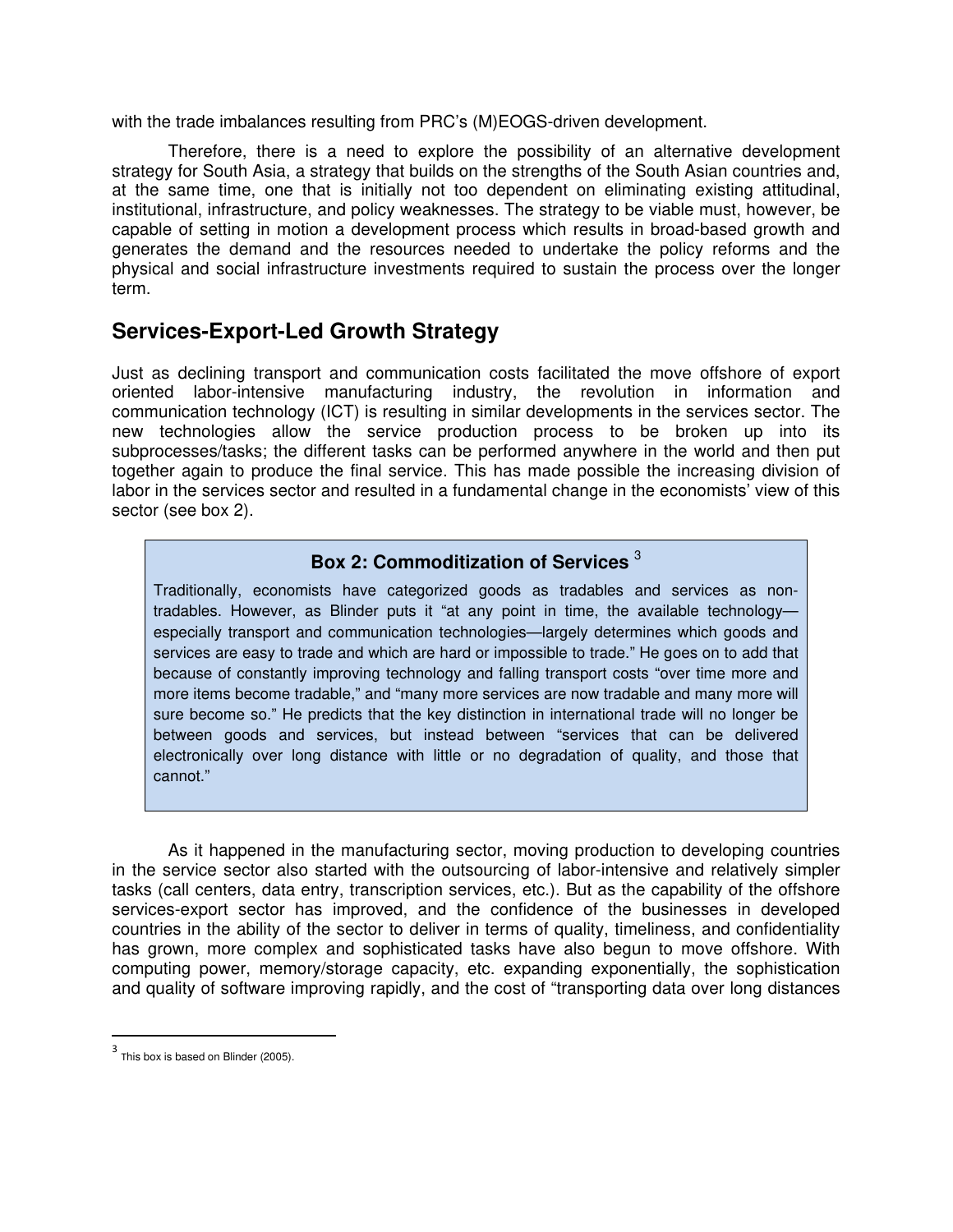with the trade imbalances resulting from PRC's (M)EOGS-driven development.

Therefore, there is a need to explore the possibility of an alternative development strategy for South Asia, a strategy that builds on the strengths of the South Asian countries and, at the same time, one that is initially not too dependent on eliminating existing attitudinal, institutional, infrastructure, and policy weaknesses. The strategy to be viable must, however, be capable of setting in motion a development process which results in broad-based growth and generates the demand and the resources needed to undertake the policy reforms and the physical and social infrastructure investments required to sustain the process over the longer term.

## Services-Export-Led Growth Strategy

Just as declining transport and communication costs facilitated the move offshore of export oriented labor-intensive manufacturing industry, the revolution in information and communication technology (ICT) is resulting in similar developments in the services sector. The new technologies allow the service production process to be broken up into its subprocesses/tasks; the different tasks can be performed anywhere in the world and then put together again to produce the final service. This has made possible the increasing division of labor in the services sector and resulted in a fundamental change in the economists' view of this sector (see box 2).

> ### Box 2: Commoditization of Services [3]
>
> Traditionally, economists have categorized goods as tradables and services as non-tradables. However, as Blinder puts it "at any point in time, the available technology—especially transport and communication technologies—largely determines which goods and services are easy to trade and which are hard or impossible to trade." He goes on to add that because of constantly improving technology and falling transport costs "over time more and more items become tradable," and "many more services are now tradable and many more will sure become so." He predicts that the key distinction in international trade will no longer be between goods and services, but instead between "services that can be delivered electronically over long distance with little or no degradation of quality, and those that cannot."

As it happened in the manufacturing sector, moving production to developing countries in the service sector also started with the outsourcing of labor-intensive and relatively simpler tasks (call centers, data entry, transcription services, etc.). But as the capability of the offshore services-export sector has improved, and the confidence of the businesses in developed countries in the ability of the sector to deliver in terms of quality, timeliness, and confidentiality has grown, more complex and sophisticated tasks have also begun to move offshore. With computing power, memory/storage capacity, etc. expanding exponentially, the sophistication and quality of software improving rapidly, and the cost of "transporting data over long distances

[3] This box is based on Blinder (2005).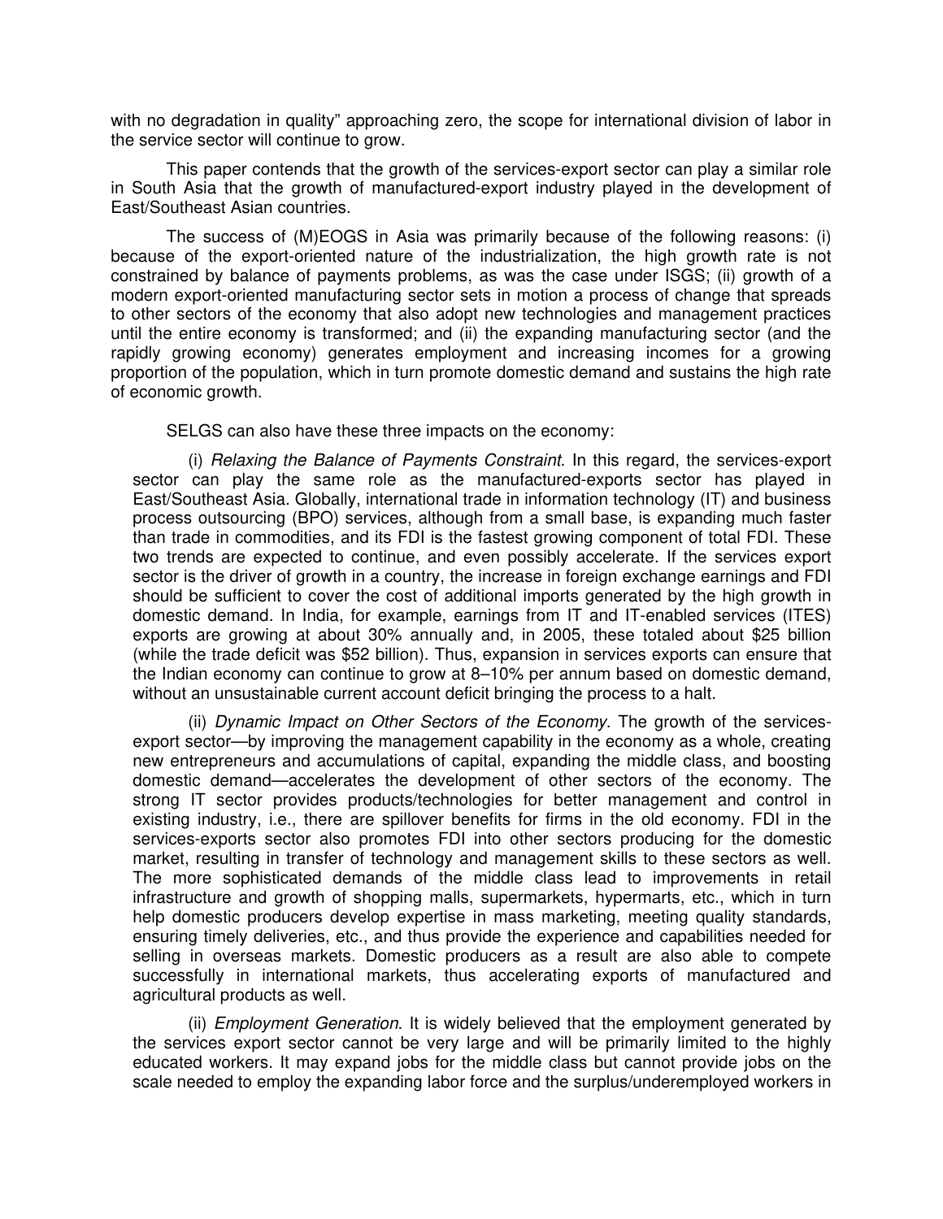with no degradation in quality" approaching zero, the scope for international division of labor in the service sector will continue to grow.

This paper contends that the growth of the services-export sector can play a similar role in South Asia that the growth of manufactured-export industry played in the development of East/Southeast Asian countries.

The success of (M)EOGS in Asia was primarily because of the following reasons: (i) because of the export-oriented nature of the industrialization, the high growth rate is not constrained by balance of payments problems, as was the case under ISGS; (ii) growth of a modern export-oriented manufacturing sector sets in motion a process of change that spreads to other sectors of the economy that also adopt new technologies and management practices until the entire economy is transformed; and (ii) the expanding manufacturing sector (and the rapidly growing economy) generates employment and increasing incomes for a growing proportion of the population, which in turn promote domestic demand and sustains the high rate of economic growth.

SELGS can also have these three impacts on the economy:

(i) *Relaxing the Balance of Payments Constraint*. In this regard, the services-export sector can play the same role as the manufactured-exports sector has played in East/Southeast Asia. Globally, international trade in information technology (IT) and business process outsourcing (BPO) services, although from a small base, is expanding much faster than trade in commodities, and its FDI is the fastest growing component of total FDI. These two trends are expected to continue, and even possibly accelerate. If the services export sector is the driver of growth in a country, the increase in foreign exchange earnings and FDI should be sufficient to cover the cost of additional imports generated by the high growth in domestic demand. In India, for example, earnings from IT and IT-enabled services (ITES) exports are growing at about 30% annually and, in 2005, these totaled about $25 billion (while the trade deficit was $52 billion). Thus, expansion in services exports can ensure that the Indian economy can continue to grow at 8–10% per annum based on domestic demand, without an unsustainable current account deficit bringing the process to a halt.

(ii) *Dynamic Impact on Other Sectors of the Economy*. The growth of the services-export sector—by improving the management capability in the economy as a whole, creating new entrepreneurs and accumulations of capital, expanding the middle class, and boosting domestic demand—accelerates the development of other sectors of the economy. The strong IT sector provides products/technologies for better management and control in existing industry, i.e., there are spillover benefits for firms in the old economy. FDI in the services-exports sector also promotes FDI into other sectors producing for the domestic market, resulting in transfer of technology and management skills to these sectors as well. The more sophisticated demands of the middle class lead to improvements in retail infrastructure and growth of shopping malls, supermarkets, hypermarts, etc., which in turn help domestic producers develop expertise in mass marketing, meeting quality standards, ensuring timely deliveries, etc., and thus provide the experience and capabilities needed for selling in overseas markets. Domestic producers as a result are also able to compete successfully in international markets, thus accelerating exports of manufactured and agricultural products as well.

(ii) *Employment Generation*. It is widely believed that the employment generated by the services export sector cannot be very large and will be primarily limited to the highly educated workers. It may expand jobs for the middle class but cannot provide jobs on the scale needed to employ the expanding labor force and the surplus/underemployed workers in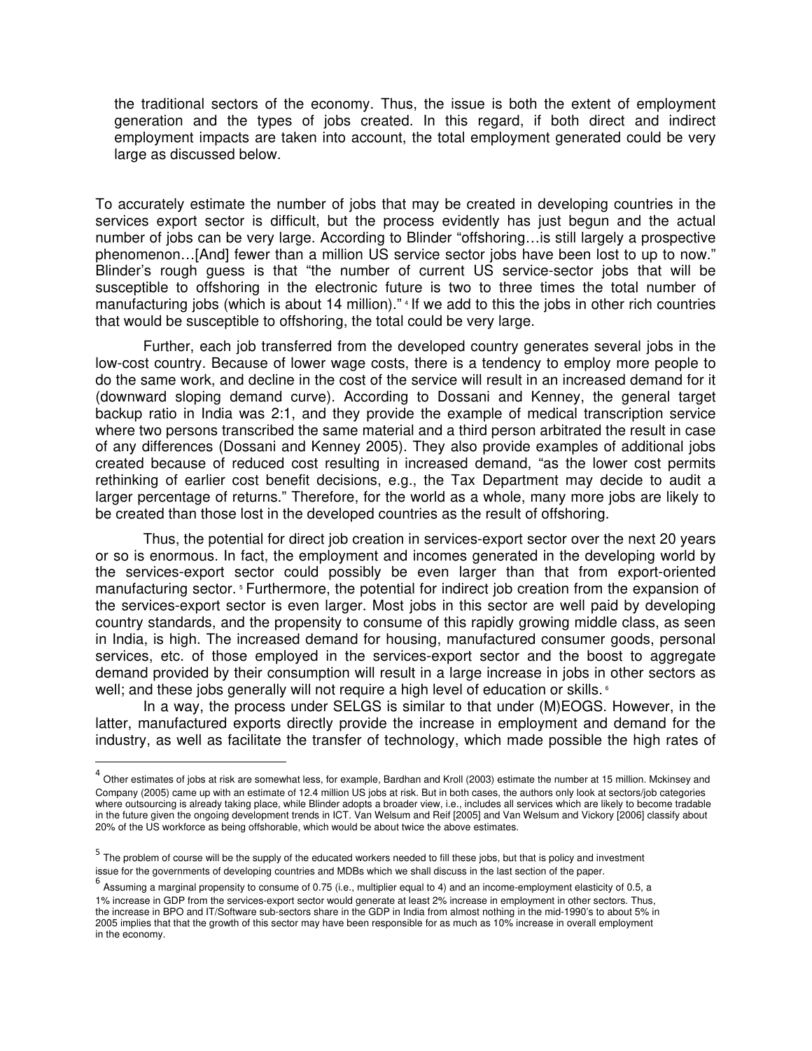the traditional sectors of the economy. Thus, the issue is both the extent of employment generation and the types of jobs created. In this regard, if both direct and indirect employment impacts are taken into account, the total employment generated could be very large as discussed below.

To accurately estimate the number of jobs that may be created in developing countries in the services export sector is difficult, but the process evidently has just begun and the actual number of jobs can be very large. According to Blinder "offshoring…is still largely a prospective phenomenon…[And] fewer than a million US service sector jobs have been lost to up to now." Blinder's rough guess is that "the number of current US service-sector jobs that will be susceptible to offshoring in the electronic future is two to three times the total number of manufacturing jobs (which is about 14 million)."[4] If we add to this the jobs in other rich countries that would be susceptible to offshoring, the total could be very large.

Further, each job transferred from the developed country generates several jobs in the low-cost country. Because of lower wage costs, there is a tendency to employ more people to do the same work, and decline in the cost of the service will result in an increased demand for it (downward sloping demand curve). According to Dossani and Kenney, the general target backup ratio in India was 2:1, and they provide the example of medical transcription service where two persons transcribed the same material and a third person arbitrated the result in case of any differences (Dossani and Kenney 2005). They also provide examples of additional jobs created because of reduced cost resulting in increased demand, "as the lower cost permits rethinking of earlier cost benefit decisions, e.g., the Tax Department may decide to audit a larger percentage of returns." Therefore, for the world as a whole, many more jobs are likely to be created than those lost in the developed countries as the result of offshoring.

Thus, the potential for direct job creation in services-export sector over the next 20 years or so is enormous. In fact, the employment and incomes generated in the developing world by the services-export sector could possibly be even larger than that from export-oriented manufacturing sector.[5] Furthermore, the potential for indirect job creation from the expansion of the services-export sector is even larger. Most jobs in this sector are well paid by developing country standards, and the propensity to consume of this rapidly growing middle class, as seen in India, is high. The increased demand for housing, manufactured consumer goods, personal services, etc. of those employed in the services-export sector and the boost to aggregate demand provided by their consumption will result in a large increase in jobs in other sectors as well; and these jobs generally will not require a high level of education or skills.[6]

In a way, the process under SELGS is similar to that under (M)EOGS. However, in the latter, manufactured exports directly provide the increase in employment and demand for the industry, as well as facilitate the transfer of technology, which made possible the high rates of

---

[4] Other estimates of jobs at risk are somewhat less, for example, Bardhan and Kroll (2003) estimate the number at 15 million. Mckinsey and Company (2005) came up with an estimate of 12.4 million US jobs at risk. But in both cases, the authors only look at sectors/job categories where outsourcing is already taking place, while Blinder adopts a broader view, i.e., includes all services which are likely to become tradable in the future given the ongoing development trends in ICT. Van Welsum and Reif [2005] and Van Welsum and Vickory [2006] classify about 20% of the US workforce as being offshorable, which would be about twice the above estimates.

[5] The problem of course will be the supply of the educated workers needed to fill these jobs, but that is policy and investment issue for the governments of developing countries and MDBs which we shall discuss in the last section of the paper.

[6] Assuming a marginal propensity to consume of 0.75 (i.e., multiplier equal to 4) and an income-employment elasticity of 0.5, a 1% increase in GDP from the services-export sector would generate at least 2% increase in employment in other sectors. Thus, the increase in BPO and IT/Software sub-sectors share in the GDP in India from almost nothing in the mid-1990's to about 5% in 2005 implies that that the growth of this sector may have been responsible for as much as 10% increase in overall employment in the economy.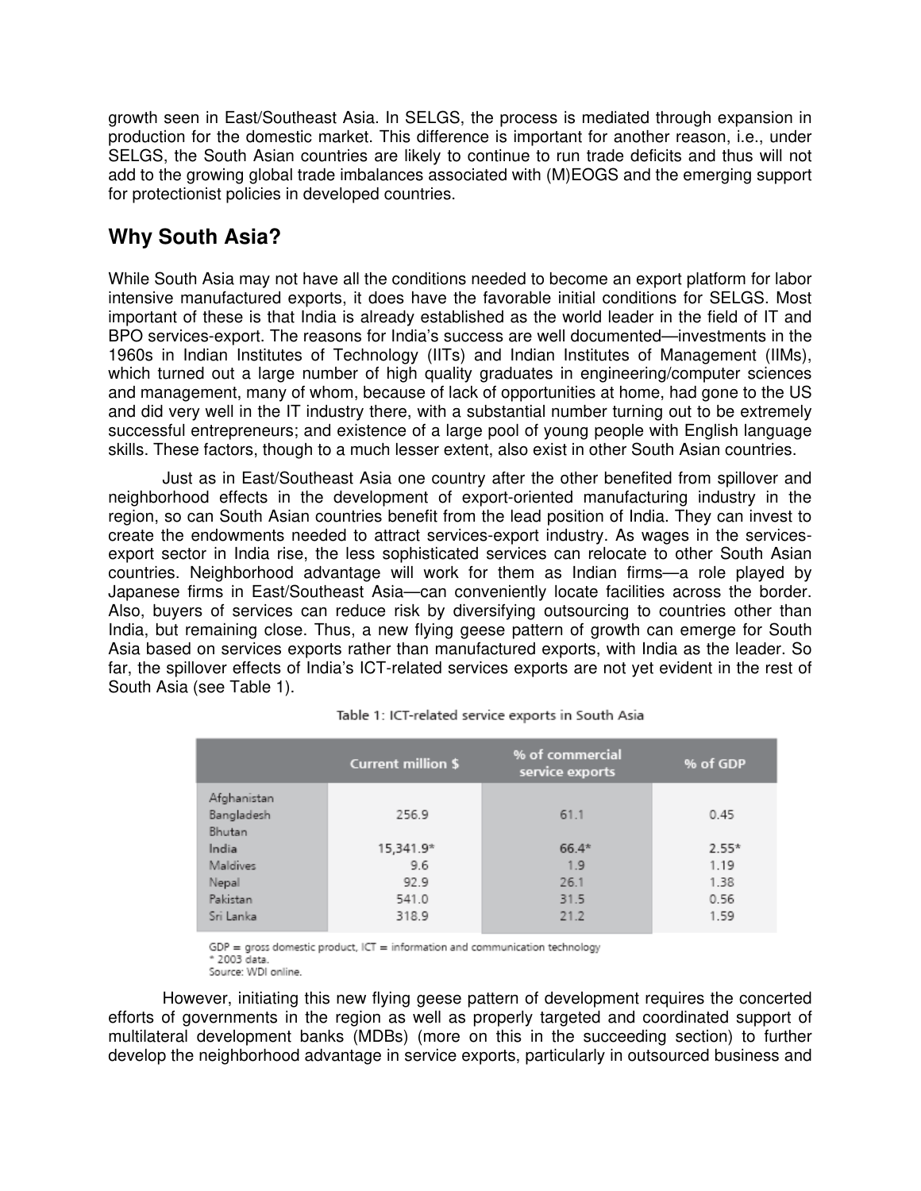growth seen in East/Southeast Asia. In SELGS, the process is mediated through expansion in production for the domestic market. This difference is important for another reason, i.e., under SELGS, the South Asian countries are likely to continue to run trade deficits and thus will not add to the growing global trade imbalances associated with (M)EOGS and the emerging support for protectionist policies in developed countries.

## Why South Asia?

While South Asia may not have all the conditions needed to become an export platform for labor intensive manufactured exports, it does have the favorable initial conditions for SELGS. Most important of these is that India is already established as the world leader in the field of IT and BPO services-export. The reasons for India's success are well documented—investments in the 1960s in Indian Institutes of Technology (IITs) and Indian Institutes of Management (IIMs), which turned out a large number of high quality graduates in engineering/computer sciences and management, many of whom, because of lack of opportunities at home, had gone to the US and did very well in the IT industry there, with a substantial number turning out to be extremely successful entrepreneurs; and existence of a large pool of young people with English language skills. These factors, though to a much lesser extent, also exist in other South Asian countries.

Just as in East/Southeast Asia one country after the other benefited from spillover and neighborhood effects in the development of export-oriented manufacturing industry in the region, so can South Asian countries benefit from the lead position of India. They can invest to create the endowments needed to attract services-export industry. As wages in the services-export sector in India rise, the less sophisticated services can relocate to other South Asian countries. Neighborhood advantage will work for them as Indian firms—a role played by Japanese firms in East/Southeast Asia—can conveniently locate facilities across the border. Also, buyers of services can reduce risk by diversifying outsourcing to countries other than India, but remaining close. Thus, a new flying geese pattern of growth can emerge for South Asia based on services exports rather than manufactured exports, with India as the leader. So far, the spillover effects of India's ICT-related services exports are not yet evident in the rest of South Asia (see Table 1).

Table 1: ICT-related service exports in South Asia

| | Current million $ | % of commercial service exports | % of GDP |
|---|---|---|---|
| Afghanistan | | | |
| Bangladesh | 256.9 | 61.1 | 0.45 |
| Bhutan | | | |
| India | 15,341.9* | 66.4* | 2.55* |
| Maldives | 9.6 | 1.9 | 1.19 |
| Nepal | 92.9 | 26.1 | 1.38 |
| Pakistan | 541.0 | 31.5 | 0.56 |
| Sri Lanka | 318.9 | 21.2 | 1.59 |

GDP = gross domestic product, ICT = information and communication technology
* 2003 data.
Source: WDI online.

However, initiating this new flying geese pattern of development requires the concerted efforts of governments in the region as well as properly targeted and coordinated support of multilateral development banks (MDBs) (more on this in the succeeding section) to further develop the neighborhood advantage in service exports, particularly in outsourced business and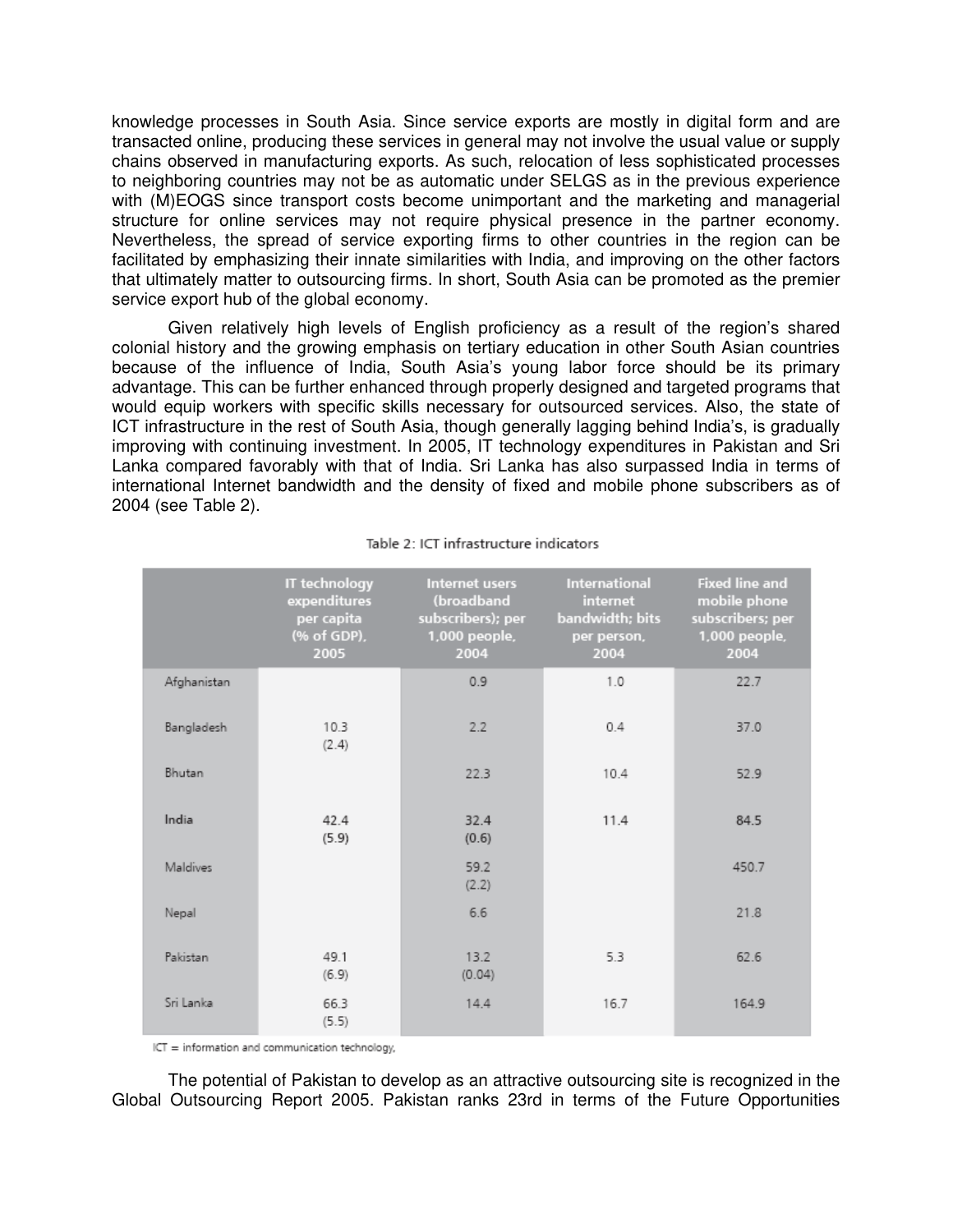knowledge processes in South Asia. Since service exports are mostly in digital form and are transacted online, producing these services in general may not involve the usual value or supply chains observed in manufacturing exports. As such, relocation of less sophisticated processes to neighboring countries may not be as automatic under SELGS as in the previous experience with (M)EOGS since transport costs become unimportant and the marketing and managerial structure for online services may not require physical presence in the partner economy. Nevertheless, the spread of service exporting firms to other countries in the region can be facilitated by emphasizing their innate similarities with India, and improving on the other factors that ultimately matter to outsourcing firms. In short, South Asia can be promoted as the premier service export hub of the global economy.

Given relatively high levels of English proficiency as a result of the region's shared colonial history and the growing emphasis on tertiary education in other South Asian countries because of the influence of India, South Asia's young labor force should be its primary advantage. This can be further enhanced through properly designed and targeted programs that would equip workers with specific skills necessary for outsourced services. Also, the state of ICT infrastructure in the rest of South Asia, though generally lagging behind India's, is gradually improving with continuing investment. In 2005, IT technology expenditures in Pakistan and Sri Lanka compared favorably with that of India. Sri Lanka has also surpassed India in terms of international Internet bandwidth and the density of fixed and mobile phone subscribers as of 2004 (see Table 2).

Table 2: ICT infrastructure indicators

| | IT technology expenditures per capita (% of GDP), 2005 | Internet users (broadband subscribers); per 1,000 people, 2004 | International internet bandwidth; bits per person, 2004 | Fixed line and mobile phone subscribers; per 1,000 people, 2004 |
|---|---|---|---|---|
| Afghanistan | | 0.9 | 1.0 | 22.7 |
| Bangladesh | 10.3 (2.4) | 2.2 | 0.4 | 37.0 |
| Bhutan | | 22.3 | 10.4 | 52.9 |
| India | 42.4 (5.9) | 32.4 (0.6) | 11.4 | 84.5 |
| Maldives | | 59.2 (2.2) | | 450.7 |
| Nepal | | 6.6 | | 21.8 |
| Pakistan | 49.1 (6.9) | 13.2 (0.04) | 5.3 | 62.6 |
| Sri Lanka | 66.3 (5.5) | 14.4 | 16.7 | 164.9 |

ICT = information and communication technology.

The potential of Pakistan to develop as an attractive outsourcing site is recognized in the Global Outsourcing Report 2005. Pakistan ranks 23rd in terms of the Future Opportunities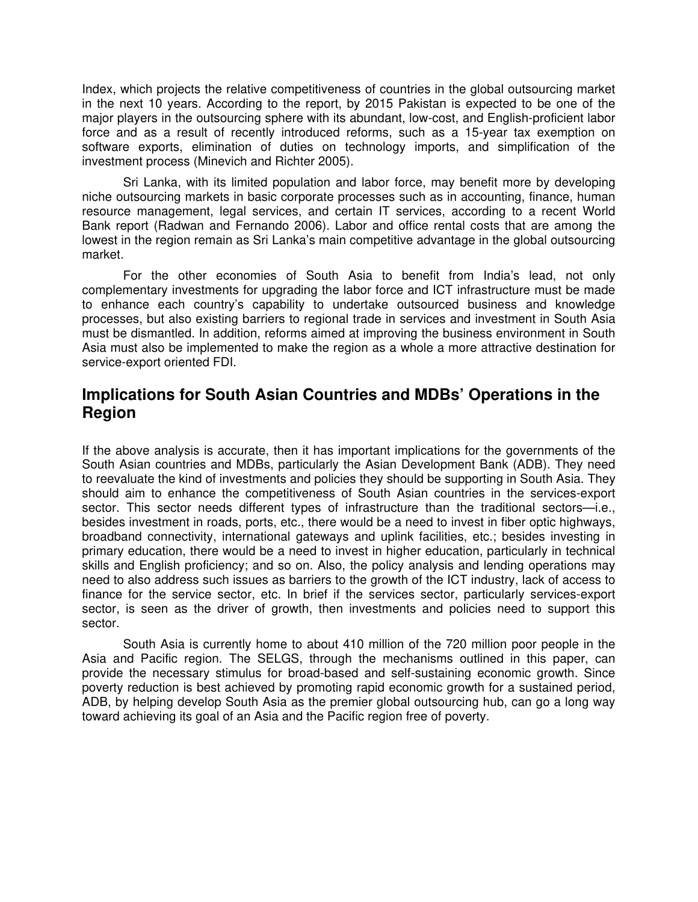Index, which projects the relative competitiveness of countries in the global outsourcing market in the next 10 years. According to the report, by 2015 Pakistan is expected to be one of the major players in the outsourcing sphere with its abundant, low-cost, and English-proficient labor force and as a result of recently introduced reforms, such as a 15-year tax exemption on software exports, elimination of duties on technology imports, and simplification of the investment process (Minevich and Richter 2005).

Sri Lanka, with its limited population and labor force, may benefit more by developing niche outsourcing markets in basic corporate processes such as in accounting, finance, human resource management, legal services, and certain IT services, according to a recent World Bank report (Radwan and Fernando 2006). Labor and office rental costs that are among the lowest in the region remain as Sri Lanka's main competitive advantage in the global outsourcing market.

For the other economies of South Asia to benefit from India's lead, not only complementary investments for upgrading the labor force and ICT infrastructure must be made to enhance each country's capability to undertake outsourced business and knowledge processes, but also existing barriers to regional trade in services and investment in South Asia must be dismantled. In addition, reforms aimed at improving the business environment in South Asia must also be implemented to make the region as a whole a more attractive destination for service-export oriented FDI.

## Implications for South Asian Countries and MDBs' Operations in the Region

If the above analysis is accurate, then it has important implications for the governments of the South Asian countries and MDBs, particularly the Asian Development Bank (ADB). They need to reevaluate the kind of investments and policies they should be supporting in South Asia. They should aim to enhance the competitiveness of South Asian countries in the services-export sector. This sector needs different types of infrastructure than the traditional sectors—i.e., besides investment in roads, ports, etc., there would be a need to invest in fiber optic highways, broadband connectivity, international gateways and uplink facilities, etc.; besides investing in primary education, there would be a need to invest in higher education, particularly in technical skills and English proficiency; and so on. Also, the policy analysis and lending operations may need to also address such issues as barriers to the growth of the ICT industry, lack of access to finance for the service sector, etc. In brief if the services sector, particularly services-export sector, is seen as the driver of growth, then investments and policies need to support this sector.

South Asia is currently home to about 410 million of the 720 million poor people in the Asia and Pacific region. The SELGS, through the mechanisms outlined in this paper, can provide the necessary stimulus for broad-based and self-sustaining economic growth. Since poverty reduction is best achieved by promoting rapid economic growth for a sustained period, ADB, by helping develop South Asia as the premier global outsourcing hub, can go a long way toward achieving its goal of an Asia and the Pacific region free of poverty.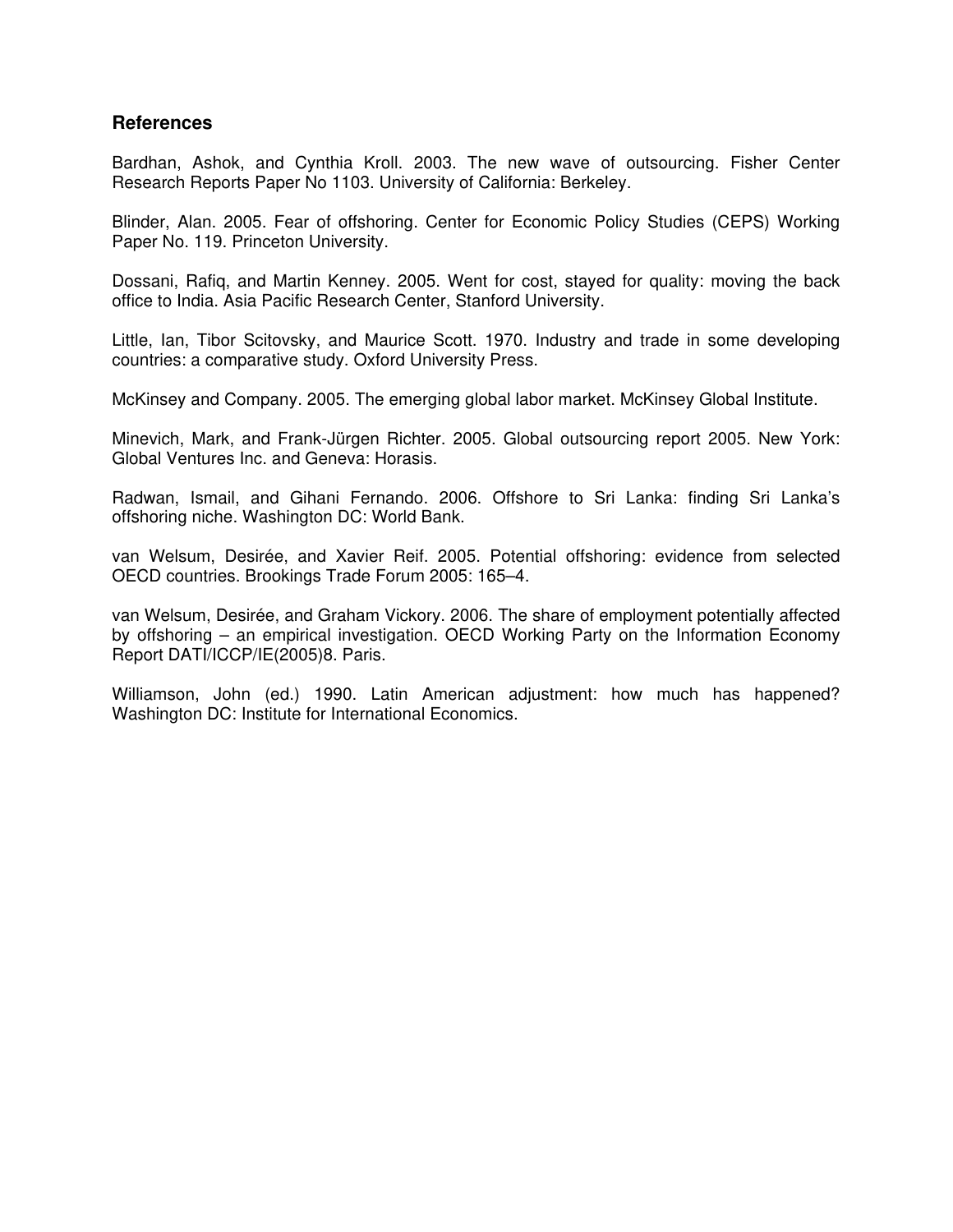## References

Bardhan, Ashok, and Cynthia Kroll. 2003. The new wave of outsourcing. Fisher Center Research Reports Paper No 1103. University of California: Berkeley.

Blinder, Alan. 2005. Fear of offshoring. Center for Economic Policy Studies (CEPS) Working Paper No. 119. Princeton University.

Dossani, Rafiq, and Martin Kenney. 2005. Went for cost, stayed for quality: moving the back office to India. Asia Pacific Research Center, Stanford University.

Little, Ian, Tibor Scitovsky, and Maurice Scott. 1970. Industry and trade in some developing countries: a comparative study. Oxford University Press.

McKinsey and Company. 2005. The emerging global labor market. McKinsey Global Institute.

Minevich, Mark, and Frank-Jürgen Richter. 2005. Global outsourcing report 2005. New York: Global Ventures Inc. and Geneva: Horasis.

Radwan, Ismail, and Gihani Fernando. 2006. Offshore to Sri Lanka: finding Sri Lanka's offshoring niche. Washington DC: World Bank.

van Welsum, Desirée, and Xavier Reif. 2005. Potential offshoring: evidence from selected OECD countries. Brookings Trade Forum 2005: 165–4.

van Welsum, Desirée, and Graham Vickory. 2006. The share of employment potentially affected by offshoring – an empirical investigation. OECD Working Party on the Information Economy Report DATI/ICCP/IE(2005)8. Paris.

Williamson, John (ed.) 1990. Latin American adjustment: how much has happened? Washington DC: Institute for International Economics.